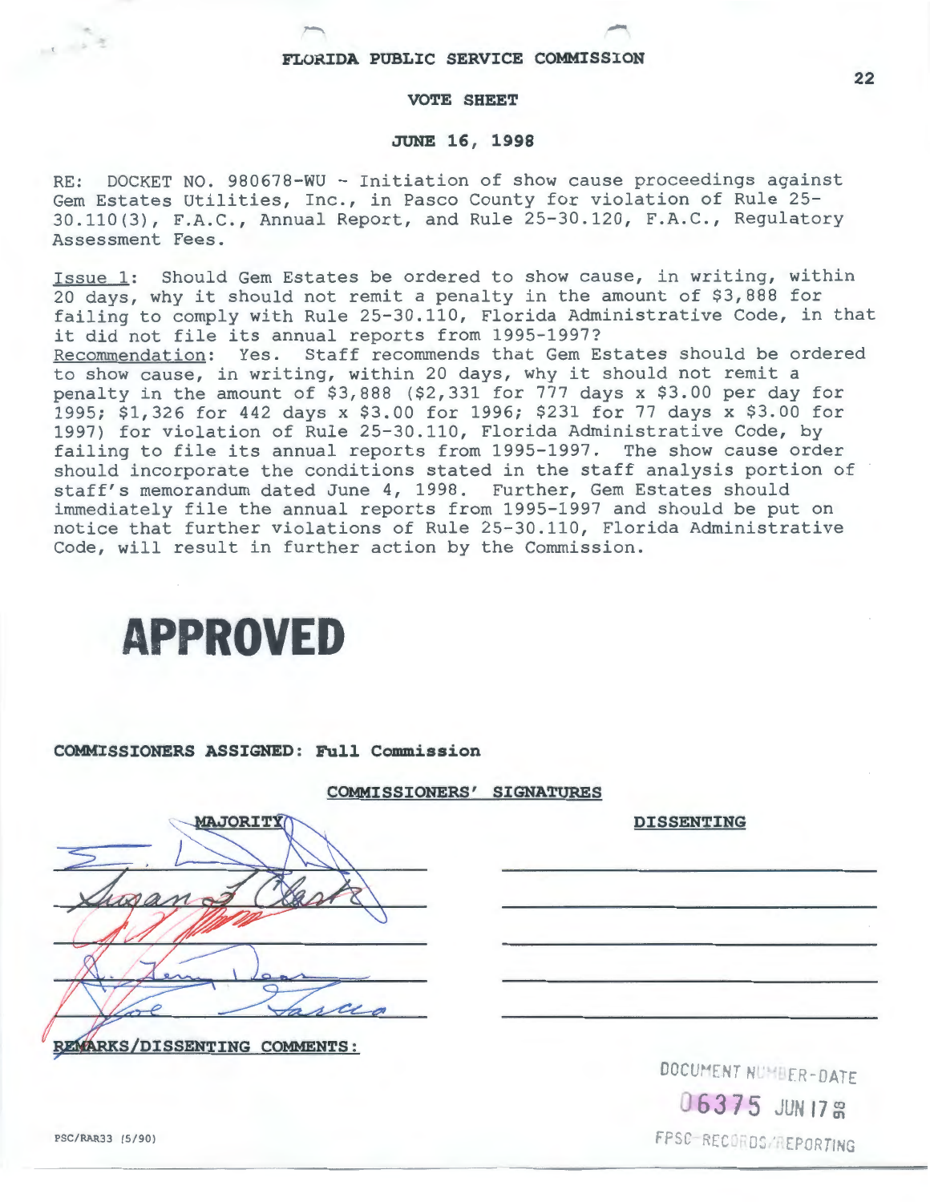FLORIDA PUBLIC SERVICE COMMISSION

VOTE SHEET

JUNE 16, 1998

RE: DOCKET NO. 980678-WU - Initiation of show cause proceedings against Gem Estates Utilities, Inc., in Pasco County for violation of Rule 25-30.110(3), F.A.C., Annual Report, and Rule 25-30.120, F.A.C., Regulatory Assessment Fees.

Issue 1: Should Gem Estates be ordered to show cause, in writing, within 20 days, why it should not remit a penalty in the amount of $3,888 for failing to comply with Rule 25-30.110, Florida Administrative Code, in that it did not file its annual reports from 1995-1997?
Recommendation: Yes. Staff recommends that Gem Estates should be ordered to show cause, in writing, within 20 days, why it should not remit a penalty in the amount of $3,888 ($2,331 for 777 days x $3.00 per day for 1995; $1,326 for 442 days x $3.00 for 1996; $231 for 77 days x $3.00 for 1997) for violation of Rule 25-30.110, Florida Administrative Code, by failing to file its annual reports from 1995-1997. The show cause order should incorporate the conditions stated in the staff analysis portion of staff's memorandum dated June 4, 1998. Further, Gem Estates should immediately file the annual reports from 1995-1997 and should be put on notice that further violations of Rule 25-30.110, Florida Administrative Code, will result in further action by the Commission.

**APPROVED**

COMMISSIONERS ASSIGNED: Full Commission

COMMISSIONERS' SIGNATURES

| MAJORITY | DISSENTING |
|---|---|
| Susan F. Clark | |
| J. Terry Deason | |
| Joe Garcia | |

REMARKS/DISSENTING COMMENTS:

DOCUMENT NUMBER-DATE
06375 JUN 17 98
FPSC-RECORDS/REPORTING

PSC/RAR33 (5/90)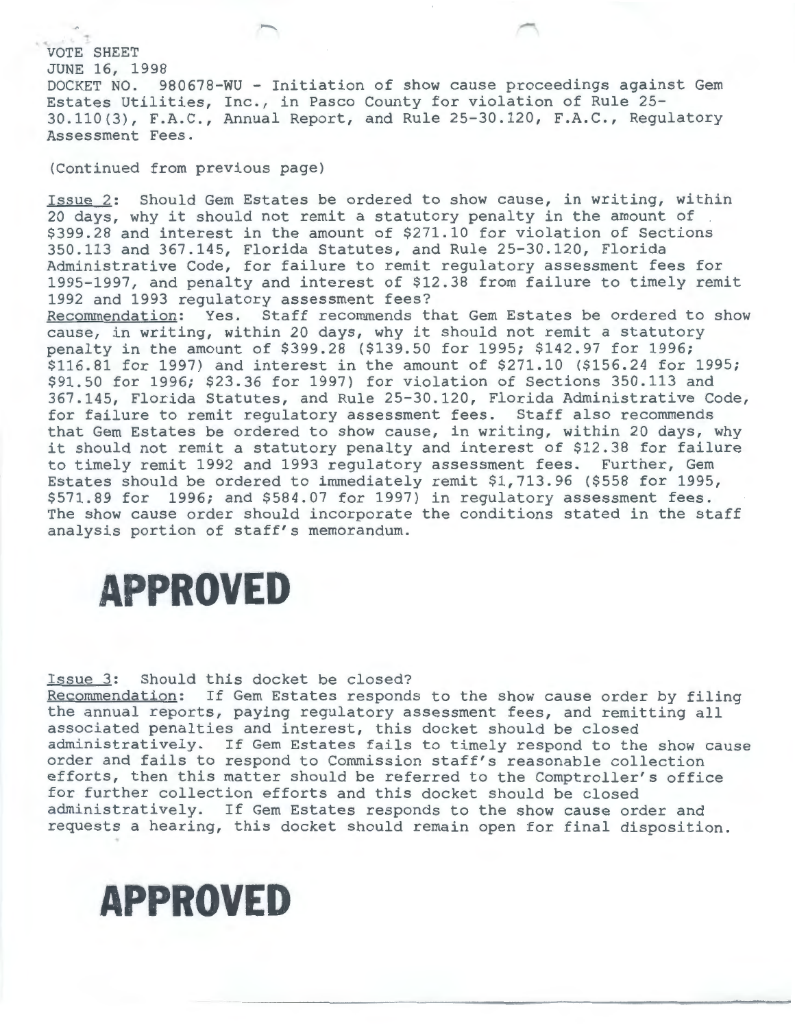VOTE SHEET
JUNE 16, 1998
DOCKET NO. 980678-WU - Initiation of show cause proceedings against Gem Estates Utilities, Inc., in Pasco County for violation of Rule 25-30.110(3), F.A.C., Annual Report, and Rule 25-30.120, F.A.C., Regulatory Assessment Fees.

(Continued from previous page)

Issue 2: Should Gem Estates be ordered to show cause, in writing, within 20 days, why it should not remit a statutory penalty in the amount of $399.28 and interest in the amount of $271.10 for violation of Sections 350.113 and 367.145, Florida Statutes, and Rule 25-30.120, Florida Administrative Code, for failure to remit regulatory assessment fees for 1995-1997, and penalty and interest of $12.38 from failure to timely remit 1992 and 1993 regulatory assessment fees?
Recommendation: Yes. Staff recommends that Gem Estates be ordered to show cause, in writing, within 20 days, why it should not remit a statutory penalty in the amount of $399.28 ($139.50 for 1995; $142.97 for 1996; $116.81 for 1997) and interest in the amount of $271.10 ($156.24 for 1995; $91.50 for 1996; $23.36 for 1997) for violation of Sections 350.113 and 367.145, Florida Statutes, and Rule 25-30.120, Florida Administrative Code, for failure to remit regulatory assessment fees. Staff also recommends that Gem Estates be ordered to show cause, in writing, within 20 days, why it should not remit a statutory penalty and interest of $12.38 for failure to timely remit 1992 and 1993 regulatory assessment fees. Further, Gem Estates should be ordered to immediately remit $1,713.96 ($558 for 1995, $571.89 for 1996; and $584.07 for 1997) in regulatory assessment fees. The show cause order should incorporate the conditions stated in the staff analysis portion of staff's memorandum.

**APPROVED**

Issue 3: Should this docket be closed?
Recommendation: If Gem Estates responds to the show cause order by filing the annual reports, paying regulatory assessment fees, and remitting all associated penalties and interest, this docket should be closed administratively. If Gem Estates fails to timely respond to the show cause order and fails to respond to Commission staff's reasonable collection efforts, then this matter should be referred to the Comptroller's office for further collection efforts and this docket should be closed administratively. If Gem Estates responds to the show cause order and requests a hearing, this docket should remain open for final disposition.

**APPROVED**